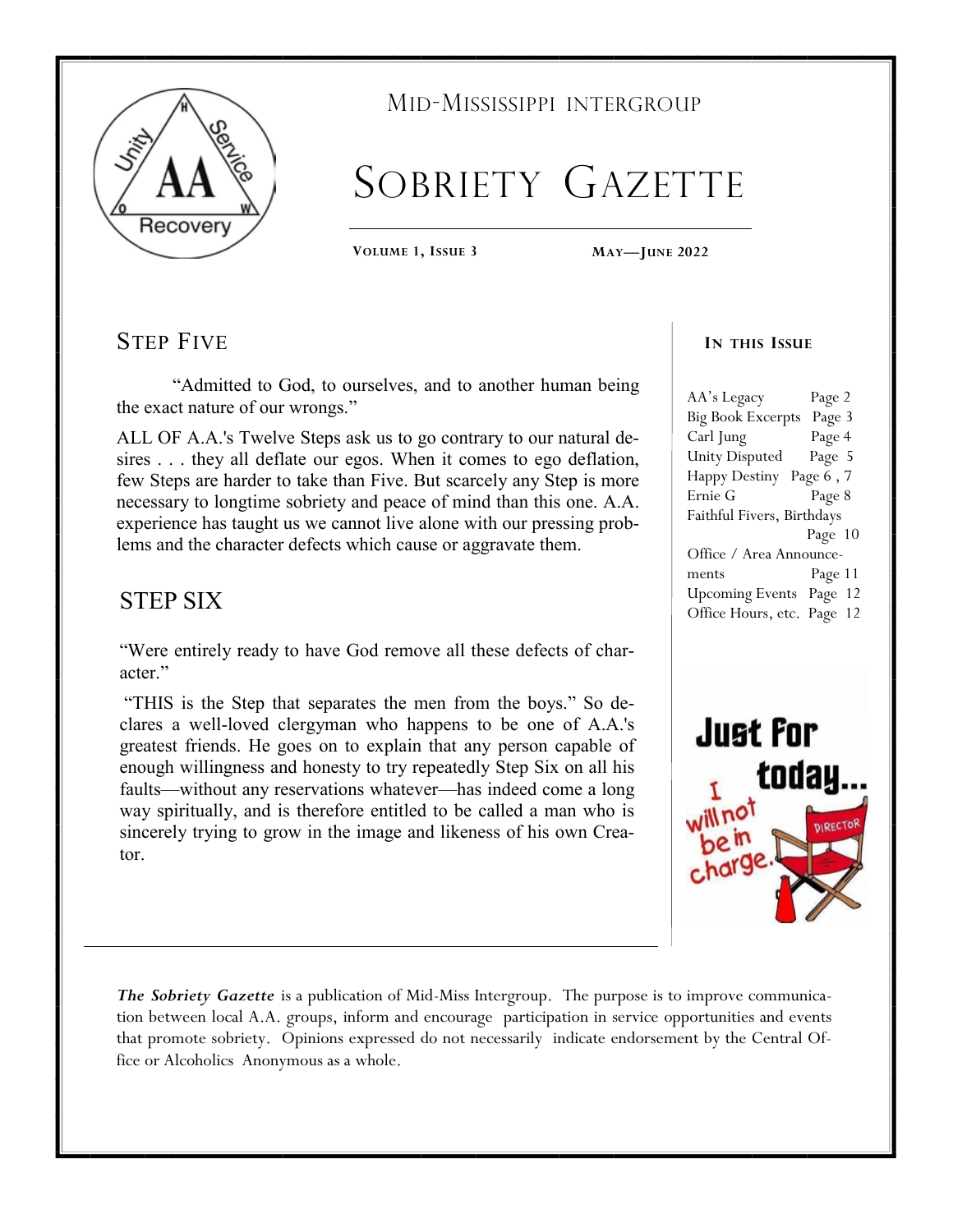Mid-Mississippi Intergroup

# Sobriety Gazette

**Volume 1, Issue 3** **May—June 2022**

## Step Five

"Admitted to God, to ourselves, and to another human being the exact nature of our wrongs."

ALL OF A.A.'s Twelve Steps ask us to go contrary to our natural desires . . . they all deflate our egos. When it comes to ego deflation, few Steps are harder to take than Five. But scarcely any Step is more necessary to longtime sobriety and peace of mind than this one. A.A. experience has taught us we cannot live alone with our pressing problems and the character defects which cause or aggravate them.

## STEP SIX

"Were entirely ready to have God remove all these defects of character."

"THIS is the Step that separates the men from the boys." So declares a well-loved clergyman who happens to be one of A.A.'s greatest friends. He goes on to explain that any person capable of enough willingness and honesty to try repeatedly Step Six on all his faults—without any reservations whatever—has indeed come a long way spiritually, and is therefore entitled to be called a man who is sincerely trying to grow in the image and likeness of his own Creator.

### In this Issue

| | |
|---|---|
| AA's Legacy | Page 2 |
| Big Book Excerpts | Page 3 |
| Carl Jung | Page 4 |
| Unity Disputed | Page 5 |
| Happy Destiny | Page 6 , 7 |
| Ernie G | Page 8 |
| Faithful Fivers, Birthdays | Page 10 |
| Office / Area Announcements | Page 11 |
| Upcoming Events | Page 12 |
| Office Hours, etc. | Page 12 |

Just for today... I will not be in charge.

***The Sobriety Gazette*** is a publication of Mid-Miss Intergroup. The purpose is to improve communication between local A.A. groups, inform and encourage participation in service opportunities and events that promote sobriety. Opinions expressed do not necessarily indicate endorsement by the Central Office or Alcoholics Anonymous as a whole.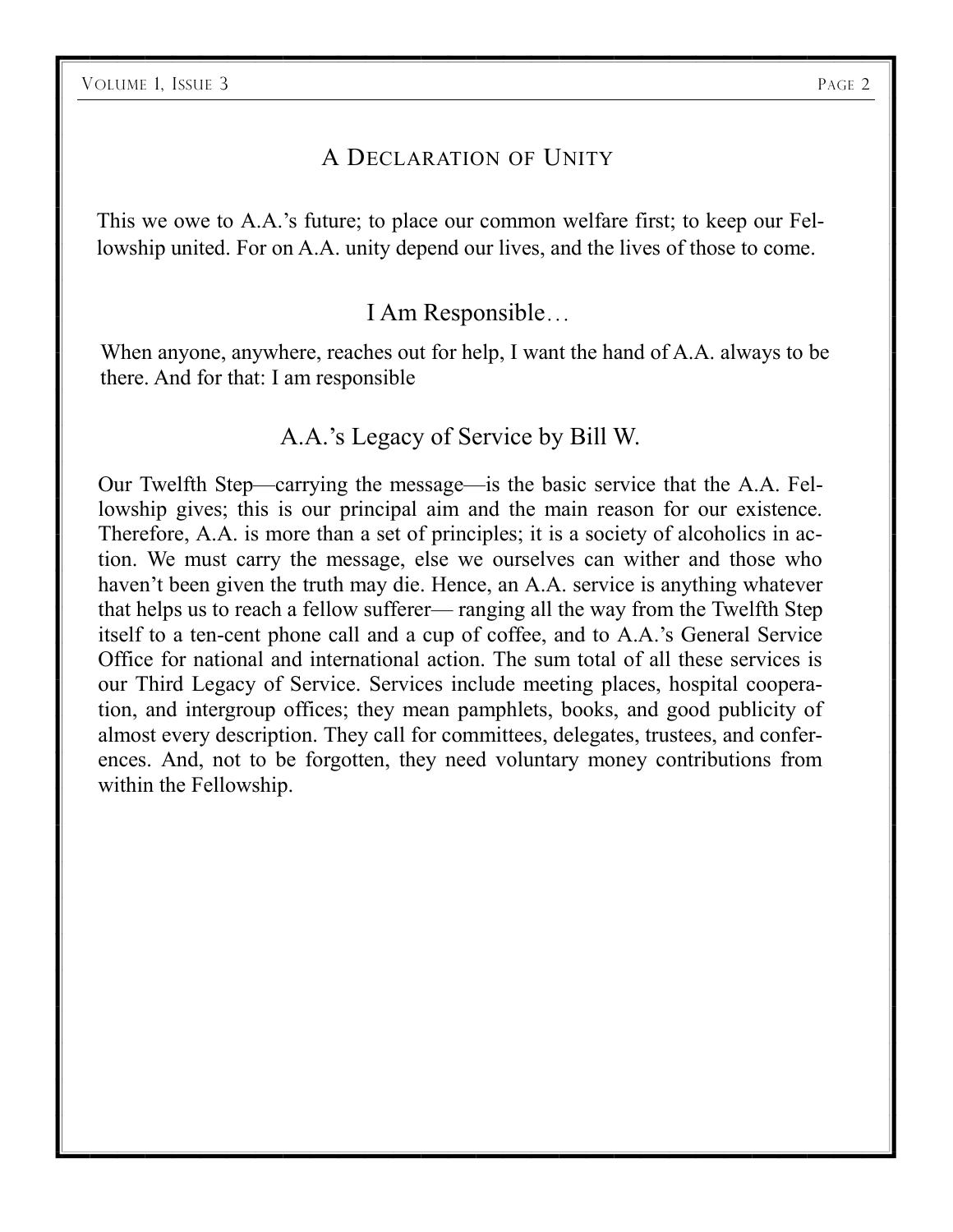## A Declaration of Unity

This we owe to A.A.'s future; to place our common welfare first; to keep our Fellowship united. For on A.A. unity depend our lives, and the lives of those to come.

## I Am Responsible…

When anyone, anywhere, reaches out for help, I want the hand of A.A. always to be there. And for that: I am responsible

## A.A.'s Legacy of Service by Bill W.

Our Twelfth Step—carrying the message—is the basic service that the A.A. Fellowship gives; this is our principal aim and the main reason for our existence. Therefore, A.A. is more than a set of principles; it is a society of alcoholics in action. We must carry the message, else we ourselves can wither and those who haven't been given the truth may die. Hence, an A.A. service is anything whatever that helps us to reach a fellow sufferer— ranging all the way from the Twelfth Step itself to a ten-cent phone call and a cup of coffee, and to A.A.'s General Service Office for national and international action. The sum total of all these services is our Third Legacy of Service. Services include meeting places, hospital cooperation, and intergroup offices; they mean pamphlets, books, and good publicity of almost every description. They call for committees, delegates, trustees, and conferences. And, not to be forgotten, they need voluntary money contributions from within the Fellowship.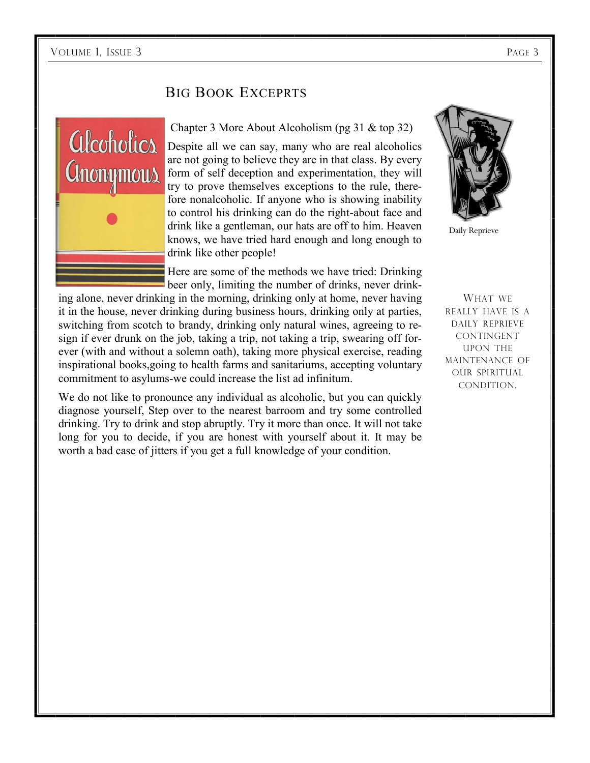## Big Book Excerpts

Chapter 3 More About Alcoholism (pg 31 & top 32)

Despite all we can say, many who are real alcoholics are not going to believe they are in that class. By every form of self deception and experimentation, they will try to prove themselves exceptions to the rule, therefore nonalcoholic. If anyone who is showing inability to control his drinking can do the right-about face and drink like a gentleman, our hats are off to him. Heaven knows, we have tried hard enough and long enough to drink like other people!

Here are some of the methods we have tried: Drinking beer only, limiting the number of drinks, never drinking alone, never drinking in the morning, drinking only at home, never having it in the house, never drinking during business hours, drinking only at parties, switching from scotch to brandy, drinking only natural wines, agreeing to resign if ever drunk on the job, taking a trip, not taking a trip, swearing off forever (with and without a solemn oath), taking more physical exercise, reading inspirational books,going to health farms and sanitariums, accepting voluntary commitment to asylums-we could increase the list ad infinitum.

We do not like to pronounce any individual as alcoholic, but you can quickly diagnose yourself, Step over to the nearest barroom and try some controlled drinking. Try to drink and stop abruptly. Try it more than once. It will not take long for you to decide, if you are honest with yourself about it. It may be worth a bad case of jitters if you get a full knowledge of your condition.

Daily Reprieve

What we really have is a daily reprieve contingent upon the maintenance of our spiritual condition.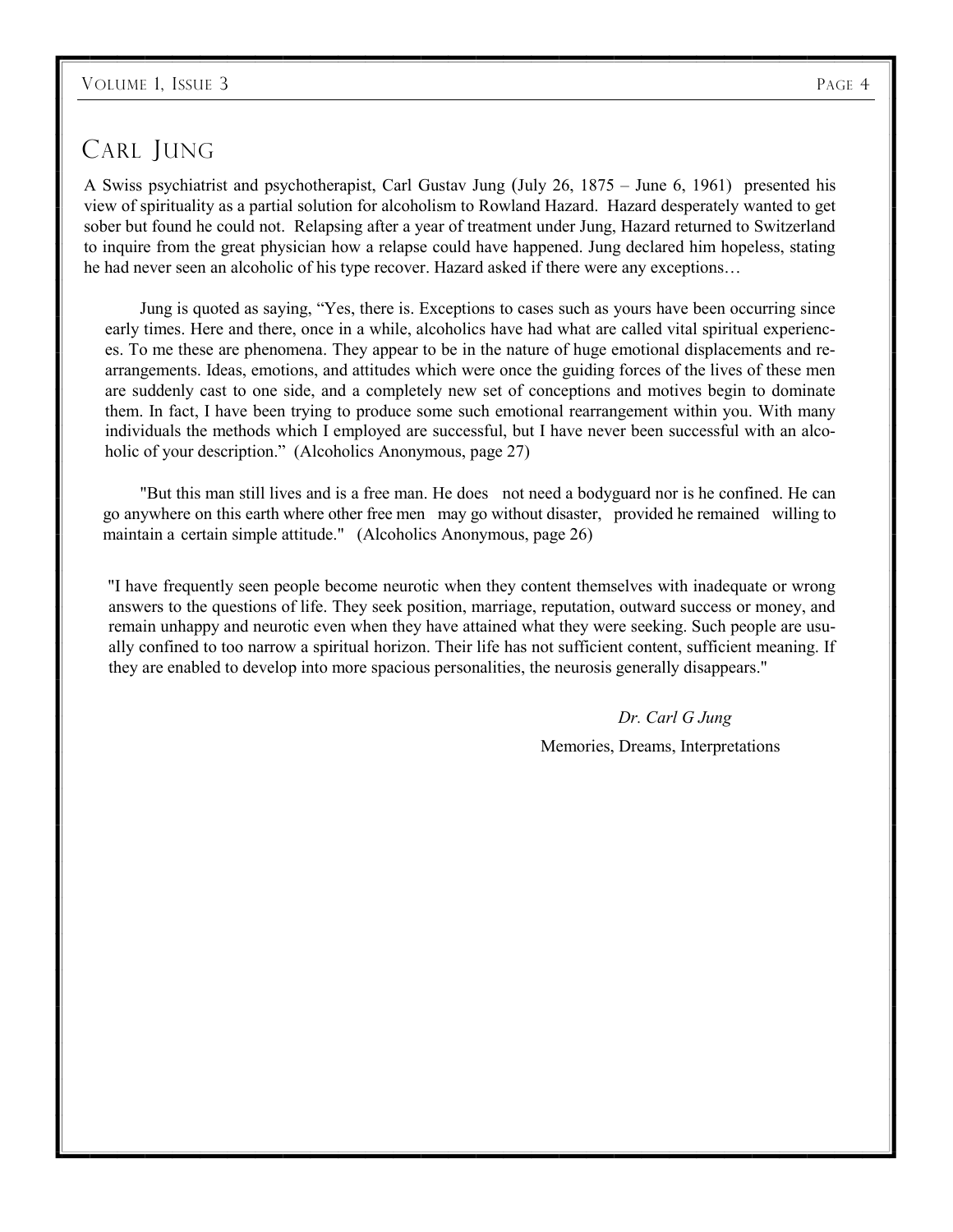# CARL JUNG

A Swiss psychiatrist and psychotherapist, Carl Gustav Jung (July 26, 1875 – June 6, 1961) presented his view of spirituality as a partial solution for alcoholism to Rowland Hazard. Hazard desperately wanted to get sober but found he could not. Relapsing after a year of treatment under Jung, Hazard returned to Switzerland to inquire from the great physician how a relapse could have happened. Jung declared him hopeless, stating he had never seen an alcoholic of his type recover. Hazard asked if there were any exceptions…

> Jung is quoted as saying, "Yes, there is. Exceptions to cases such as yours have been occurring since early times. Here and there, once in a while, alcoholics have had what are called vital spiritual experiences. To me these are phenomena. They appear to be in the nature of huge emotional displacements and rearrangements. Ideas, emotions, and attitudes which were once the guiding forces of the lives of these men are suddenly cast to one side, and a completely new set of conceptions and motives begin to dominate them. In fact, I have been trying to produce some such emotional rearrangement within you. With many individuals the methods which I employed are successful, but I have never been successful with an alcoholic of your description." (Alcoholics Anonymous, page 27)

> "But this man still lives and is a free man. He does not need a bodyguard nor is he confined. He can go anywhere on this earth where other free men may go without disaster, provided he remained willing to maintain a certain simple attitude." (Alcoholics Anonymous, page 26)

"I have frequently seen people become neurotic when they content themselves with inadequate or wrong answers to the questions of life. They seek position, marriage, reputation, outward success or money, and remain unhappy and neurotic even when they have attained what they were seeking. Such people are usually confined to too narrow a spiritual horizon. Their life has not sufficient content, sufficient meaning. If they are enabled to develop into more spacious personalities, the neurosis generally disappears."

*Dr. Carl G Jung*

Memories, Dreams, Interpretations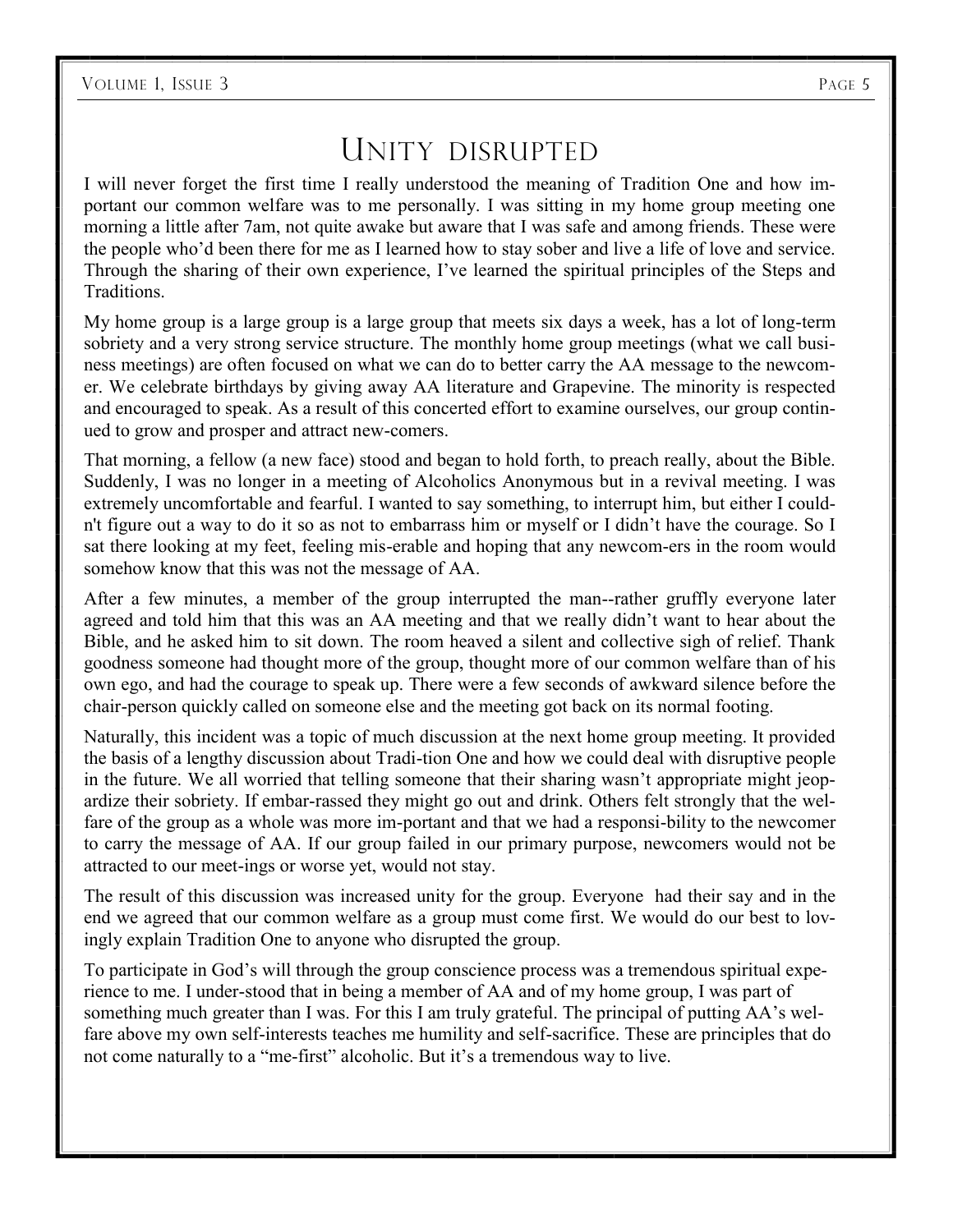# Unity disrupted

I will never forget the first time I really understood the meaning of Tradition One and how important our common welfare was to me personally. I was sitting in my home group meeting one morning a little after 7am, not quite awake but aware that I was safe and among friends. These were the people who'd been there for me as I learned how to stay sober and live a life of love and service. Through the sharing of their own experience, I've learned the spiritual principles of the Steps and Traditions.

My home group is a large group is a large group that meets six days a week, has a lot of long-term sobriety and a very strong service structure. The monthly home group meetings (what we call business meetings) are often focused on what we can do to better carry the AA message to the newcomer. We celebrate birthdays by giving away AA literature and Grapevine. The minority is respected and encouraged to speak. As a result of this concerted effort to examine ourselves, our group continued to grow and prosper and attract new-comers.

That morning, a fellow (a new face) stood and began to hold forth, to preach really, about the Bible. Suddenly, I was no longer in a meeting of Alcoholics Anonymous but in a revival meeting. I was extremely uncomfortable and fearful. I wanted to say something, to interrupt him, but either I couldn't figure out a way to do it so as not to embarrass him or myself or I didn't have the courage. So I sat there looking at my feet, feeling mis-erable and hoping that any newcom-ers in the room would somehow know that this was not the message of AA.

After a few minutes, a member of the group interrupted the man--rather gruffly everyone later agreed and told him that this was an AA meeting and that we really didn't want to hear about the Bible, and he asked him to sit down. The room heaved a silent and collective sigh of relief. Thank goodness someone had thought more of the group, thought more of our common welfare than of his own ego, and had the courage to speak up. There were a few seconds of awkward silence before the chair-person quickly called on someone else and the meeting got back on its normal footing.

Naturally, this incident was a topic of much discussion at the next home group meeting. It provided the basis of a lengthy discussion about Tradi-tion One and how we could deal with disruptive people in the future. We all worried that telling someone that their sharing wasn't appropriate might jeopardize their sobriety. If embar-rassed they might go out and drink. Others felt strongly that the welfare of the group as a whole was more im-portant and that we had a responsi-bility to the newcomer to carry the message of AA. If our group failed in our primary purpose, newcomers would not be attracted to our meet-ings or worse yet, would not stay.

The result of this discussion was increased unity for the group. Everyone had their say and in the end we agreed that our common welfare as a group must come first. We would do our best to lovingly explain Tradition One to anyone who disrupted the group.

To participate in God's will through the group conscience process was a tremendous spiritual experience to me. I under-stood that in being a member of AA and of my home group, I was part of something much greater than I was. For this I am truly grateful. The principal of putting AA's welfare above my own self-interests teaches me humility and self-sacrifice. These are principles that do not come naturally to a "me-first" alcoholic. But it's a tremendous way to live.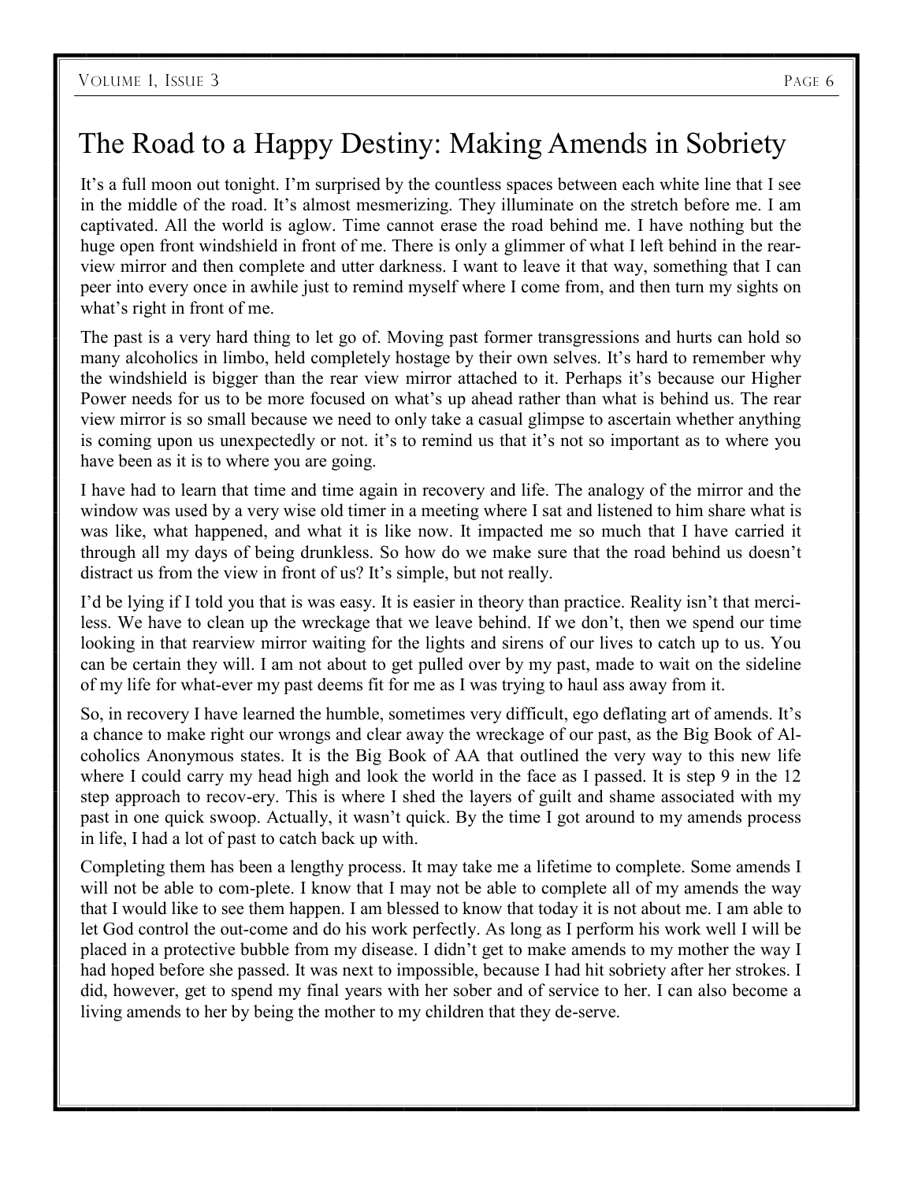# The Road to a Happy Destiny: Making Amends in Sobriety

It's a full moon out tonight. I'm surprised by the countless spaces between each white line that I see in the middle of the road. It's almost mesmerizing. They illuminate on the stretch before me. I am captivated. All the world is aglow. Time cannot erase the road behind me. I have nothing but the huge open front windshield in front of me. There is only a glimmer of what I left behind in the rear-view mirror and then complete and utter darkness. I want to leave it that way, something that I can peer into every once in awhile just to remind myself where I come from, and then turn my sights on what's right in front of me.

The past is a very hard thing to let go of. Moving past former transgressions and hurts can hold so many alcoholics in limbo, held completely hostage by their own selves. It's hard to remember why the windshield is bigger than the rear view mirror attached to it. Perhaps it's because our Higher Power needs for us to be more focused on what's up ahead rather than what is behind us. The rear view mirror is so small because we need to only take a casual glimpse to ascertain whether anything is coming upon us unexpectedly or not. it's to remind us that it's not so important as to where you have been as it is to where you are going.

I have had to learn that time and time again in recovery and life. The analogy of the mirror and the window was used by a very wise old timer in a meeting where I sat and listened to him share what is was like, what happened, and what it is like now. It impacted me so much that I have carried it through all my days of being drunkless. So how do we make sure that the road behind us doesn't distract us from the view in front of us? It's simple, but not really.

I'd be lying if I told you that is was easy. It is easier in theory than practice. Reality isn't that merciless. We have to clean up the wreckage that we leave behind. If we don't, then we spend our time looking in that rearview mirror waiting for the lights and sirens of our lives to catch up to us. You can be certain they will. I am not about to get pulled over by my past, made to wait on the sideline of my life for what-ever my past deems fit for me as I was trying to haul ass away from it.

So, in recovery I have learned the humble, sometimes very difficult, ego deflating art of amends. It's a chance to make right our wrongs and clear away the wreckage of our past, as the Big Book of Alcoholics Anonymous states. It is the Big Book of AA that outlined the very way to this new life where I could carry my head high and look the world in the face as I passed. It is step 9 in the 12 step approach to recov-ery. This is where I shed the layers of guilt and shame associated with my past in one quick swoop. Actually, it wasn't quick. By the time I got around to my amends process in life, I had a lot of past to catch back up with.

Completing them has been a lengthy process. It may take me a lifetime to complete. Some amends I will not be able to com-plete. I know that I may not be able to complete all of my amends the way that I would like to see them happen. I am blessed to know that today it is not about me. I am able to let God control the out-come and do his work perfectly. As long as I perform his work well I will be placed in a protective bubble from my disease. I didn't get to make amends to my mother the way I had hoped before she passed. It was next to impossible, because I had hit sobriety after her strokes. I did, however, get to spend my final years with her sober and of service to her. I can also become a living amends to her by being the mother to my children that they de-serve.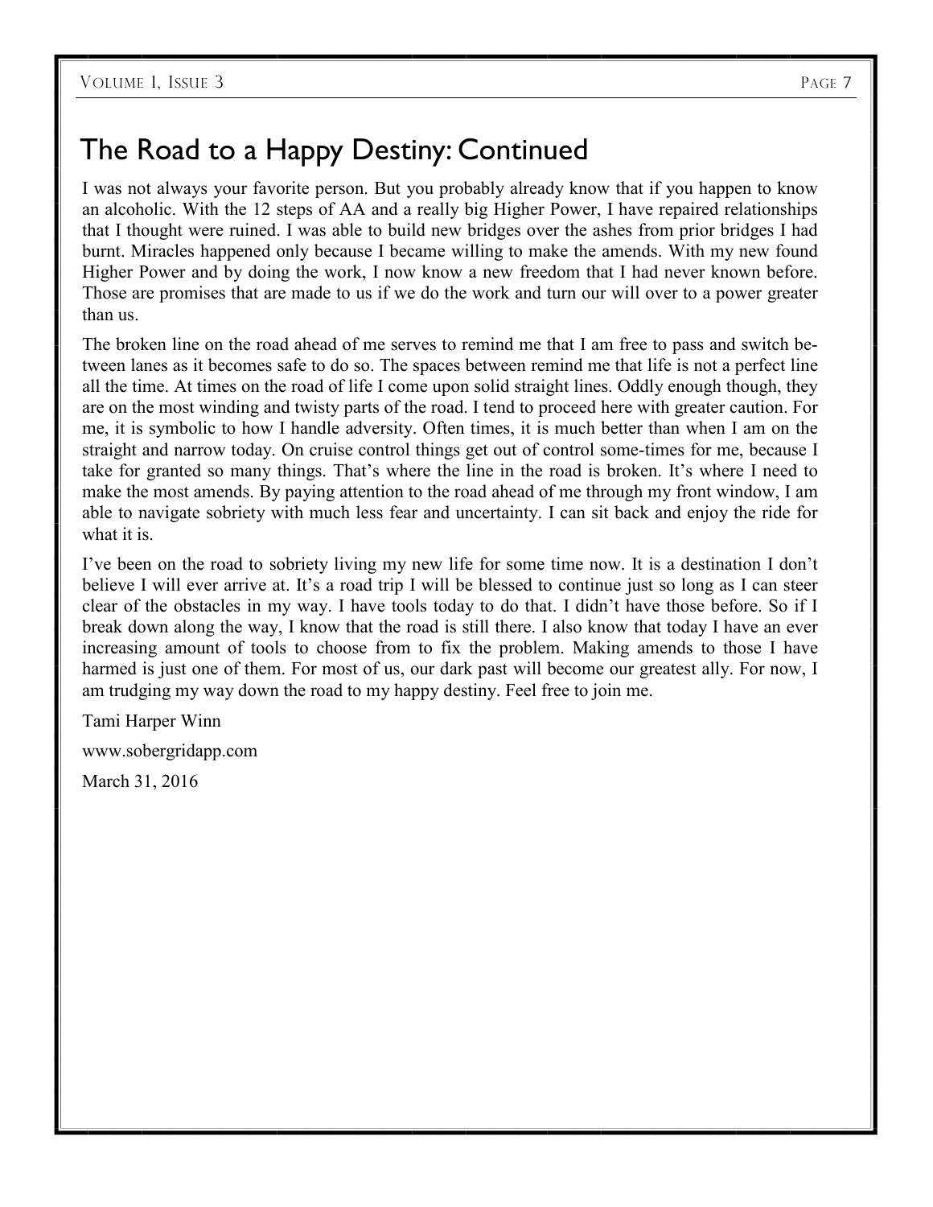# The Road to a Happy Destiny: Continued

I was not always your favorite person. But you probably already know that if you happen to know an alcoholic. With the 12 steps of AA and a really big Higher Power, I have repaired relationships that I thought were ruined. I was able to build new bridges over the ashes from prior bridges I had burnt. Miracles happened only because I became willing to make the amends. With my new found Higher Power and by doing the work, I now know a new freedom that I had never known before. Those are promises that are made to us if we do the work and turn our will over to a power greater than us.

The broken line on the road ahead of me serves to remind me that I am free to pass and switch between lanes as it becomes safe to do so. The spaces between remind me that life is not a perfect line all the time. At times on the road of life I come upon solid straight lines. Oddly enough though, they are on the most winding and twisty parts of the road. I tend to proceed here with greater caution. For me, it is symbolic to how I handle adversity. Often times, it is much better than when I am on the straight and narrow today. On cruise control things get out of control some-times for me, because I take for granted so many things. That's where the line in the road is broken. It's where I need to make the most amends. By paying attention to the road ahead of me through my front window, I am able to navigate sobriety with much less fear and uncertainty. I can sit back and enjoy the ride for what it is.

I've been on the road to sobriety living my new life for some time now. It is a destination I don't believe I will ever arrive at. It's a road trip I will be blessed to continue just so long as I can steer clear of the obstacles in my way. I have tools today to do that. I didn't have those before. So if I break down along the way, I know that the road is still there. I also know that today I have an ever increasing amount of tools to choose from to fix the problem. Making amends to those I have harmed is just one of them. For most of us, our dark past will become our greatest ally. For now, I am trudging my way down the road to my happy destiny. Feel free to join me.

Tami Harper Winn

www.sobergridapp.com

March 31, 2016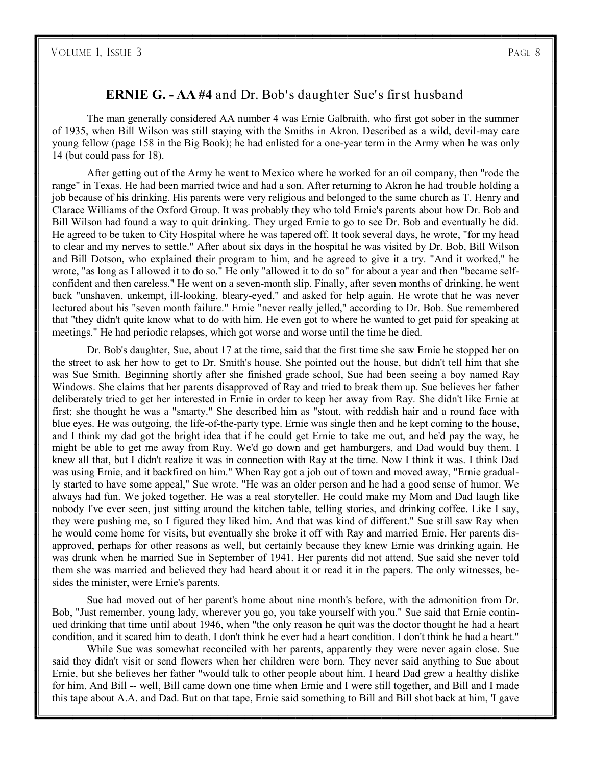## **ERNIE G. - AA #4** and Dr. Bob's daughter Sue's first husband

The man generally considered AA number 4 was Ernie Galbraith, who first got sober in the summer of 1935, when Bill Wilson was still staying with the Smiths in Akron. Described as a wild, devil-may care young fellow (page 158 in the Big Book); he had enlisted for a one-year term in the Army when he was only 14 (but could pass for 18).

After getting out of the Army he went to Mexico where he worked for an oil company, then "rode the range" in Texas. He had been married twice and had a son. After returning to Akron he had trouble holding a job because of his drinking. His parents were very religious and belonged to the same church as T. Henry and Clarace Williams of the Oxford Group. It was probably they who told Ernie's parents about how Dr. Bob and Bill Wilson had found a way to quit drinking. They urged Ernie to go to see Dr. Bob and eventually he did. He agreed to be taken to City Hospital where he was tapered off. It took several days, he wrote, "for my head to clear and my nerves to settle." After about six days in the hospital he was visited by Dr. Bob, Bill Wilson and Bill Dotson, who explained their program to him, and he agreed to give it a try. "And it worked," he wrote, "as long as I allowed it to do so." He only "allowed it to do so" for about a year and then "became self-confident and then careless." He went on a seven-month slip. Finally, after seven months of drinking, he went back "unshaven, unkempt, ill-looking, bleary-eyed," and asked for help again. He wrote that he was never lectured about his "seven month failure." Ernie "never really jelled," according to Dr. Bob. Sue remembered that "they didn't quite know what to do with him. He even got to where he wanted to get paid for speaking at meetings." He had periodic relapses, which got worse and worse until the time he died.

Dr. Bob's daughter, Sue, about 17 at the time, said that the first time she saw Ernie he stopped her on the street to ask her how to get to Dr. Smith's house. She pointed out the house, but didn't tell him that she was Sue Smith. Beginning shortly after she finished grade school, Sue had been seeing a boy named Ray Windows. She claims that her parents disapproved of Ray and tried to break them up. Sue believes her father deliberately tried to get her interested in Ernie in order to keep her away from Ray. She didn't like Ernie at first; she thought he was a "smarty." She described him as "stout, with reddish hair and a round face with blue eyes. He was outgoing, the life-of-the-party type. Ernie was single then and he kept coming to the house, and I think my dad got the bright idea that if he could get Ernie to take me out, and he'd pay the way, he might be able to get me away from Ray. We'd go down and get hamburgers, and Dad would buy them. I knew all that, but I didn't realize it was in connection with Ray at the time. Now I think it was. I think Dad was using Ernie, and it backfired on him." When Ray got a job out of town and moved away, "Ernie gradually started to have some appeal," Sue wrote. "He was an older person and he had a good sense of humor. We always had fun. We joked together. He was a real storyteller. He could make my Mom and Dad laugh like nobody I've ever seen, just sitting around the kitchen table, telling stories, and drinking coffee. Like I say, they were pushing me, so I figured they liked him. And that was kind of different." Sue still saw Ray when he would come home for visits, but eventually she broke it off with Ray and married Ernie. Her parents disapproved, perhaps for other reasons as well, but certainly because they knew Ernie was drinking again. He was drunk when he married Sue in September of 1941. Her parents did not attend. Sue said she never told them she was married and believed they had heard about it or read it in the papers. The only witnesses, besides the minister, were Ernie's parents.

Sue had moved out of her parent's home about nine month's before, with the admonition from Dr. Bob, "Just remember, young lady, wherever you go, you take yourself with you." Sue said that Ernie continued drinking that time until about 1946, when "the only reason he quit was the doctor thought he had a heart condition, and it scared him to death. I don't think he ever had a heart condition. I don't think he had a heart."

While Sue was somewhat reconciled with her parents, apparently they were never again close. Sue said they didn't visit or send flowers when her children were born. They never said anything to Sue about Ernie, but she believes her father "would talk to other people about him. I heard Dad grew a healthy dislike for him. And Bill -- well, Bill came down one time when Ernie and I were still together, and Bill and I made this tape about A.A. and Dad. But on that tape, Ernie said something to Bill and Bill shot back at him, 'I gave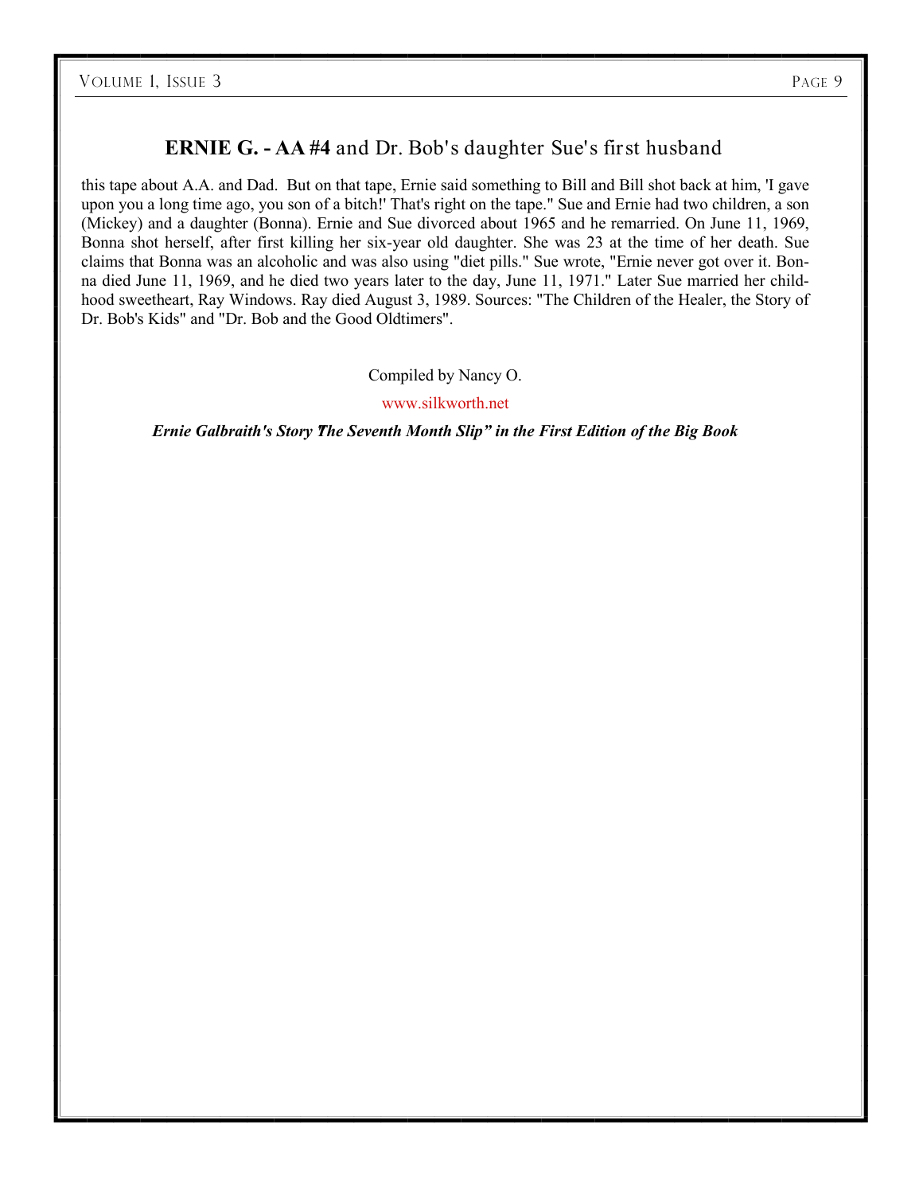## **ERNIE G. - AA #4** and Dr. Bob's daughter Sue's first husband

this tape about A.A. and Dad. But on that tape, Ernie said something to Bill and Bill shot back at him, 'I gave upon you a long time ago, you son of a bitch!' That's right on the tape." Sue and Ernie had two children, a son (Mickey) and a daughter (Bonna). Ernie and Sue divorced about 1965 and he remarried. On June 11, 1969, Bonna shot herself, after first killing her six-year old daughter. She was 23 at the time of her death. Sue claims that Bonna was an alcoholic and was also using "diet pills." Sue wrote, "Ernie never got over it. Bonna died June 11, 1969, and he died two years later to the day, June 11, 1971." Later Sue married her childhood sweetheart, Ray Windows. Ray died August 3, 1989. Sources: "The Children of the Healer, the Story of Dr. Bob's Kids" and "Dr. Bob and the Good Oldtimers".

Compiled by Nancy O.

www.silkworth.net

***Ernie Galbraith's Story 'The Seventh Month Slip" in the First Edition of the Big Book***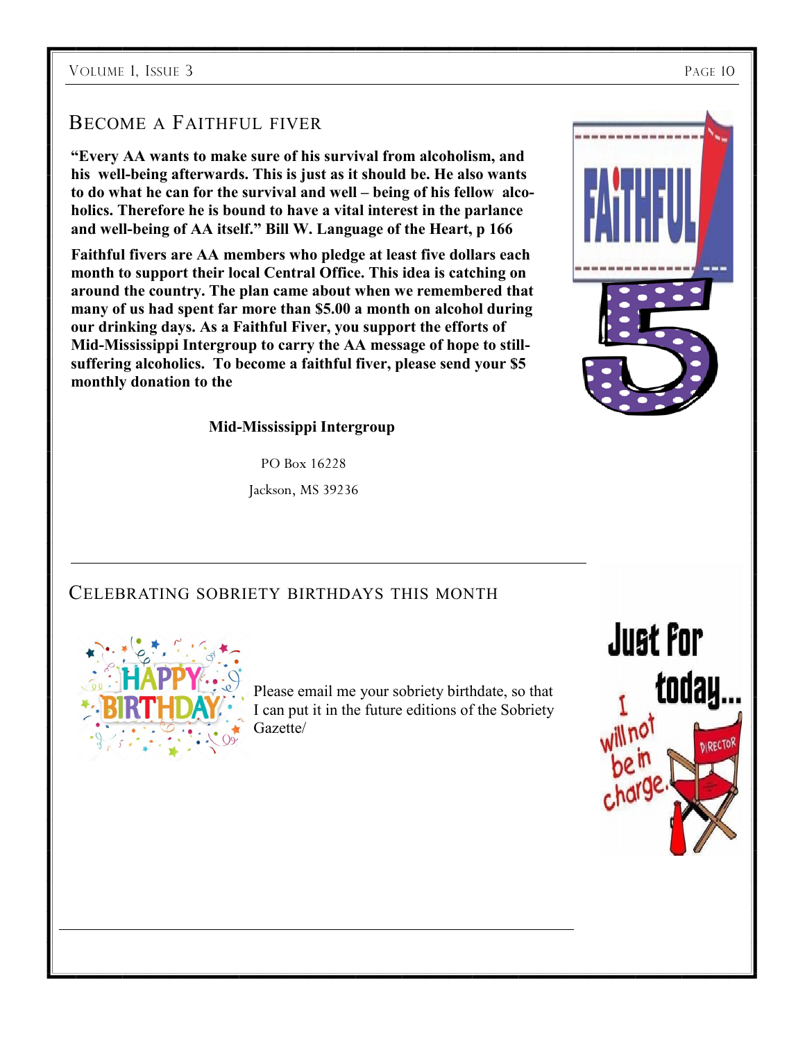## Become a Faithful fiver

**"Every AA wants to make sure of his survival from alcoholism, and his well-being afterwards. This is just as it should be. He also wants to do what he can for the survival and well – being of his fellow alcoholics. Therefore he is bound to have a vital interest in the parlance and well-being of AA itself." Bill W. Language of the Heart, p 166**

**Faithful fivers are AA members who pledge at least five dollars each month to support their local Central Office. This idea is catching on around the country. The plan came about when we remembered that many of us had spent far more than $5.00 a month on alcohol during our drinking days. As a Faithful Fiver, you support the efforts of Mid-Mississippi Intergroup to carry the AA message of hope to still-suffering alcoholics. To become a faithful fiver, please send your $5 monthly donation to the**

**Mid-Mississippi Intergroup**

PO Box 16228

Jackson, MS 39236

---

## Celebrating sobriety birthdays this month

Please email me your sobriety birthdate, so that I can put it in the future editions of the Sobriety Gazette/

---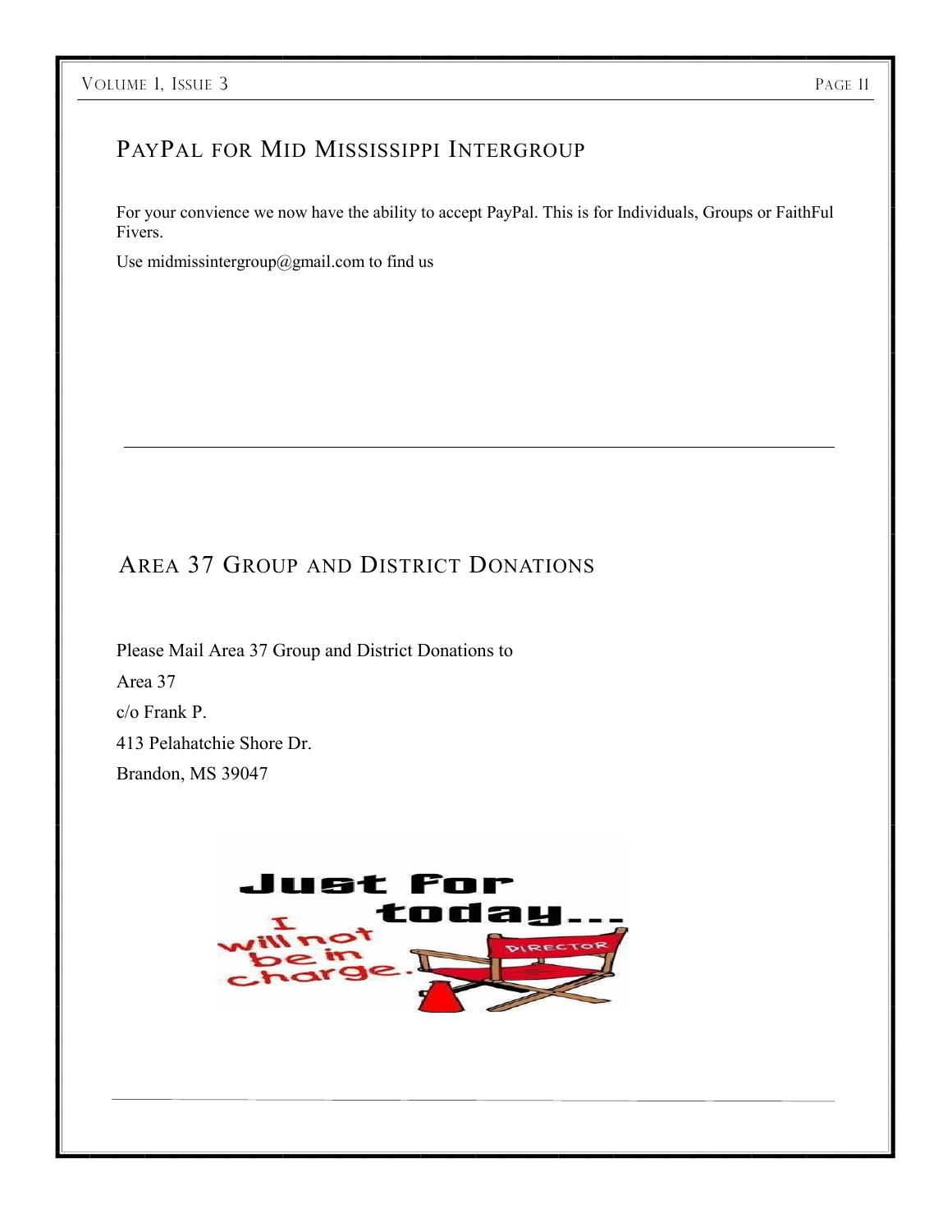## PayPal for Mid Mississippi Intergroup

For your convience we now have the ability to accept PayPal. This is for Individuals, Groups or FaithFul Fivers.

Use midmissintergroup@gmail.com to find us

---

## Area 37 Group and District Donations

Please Mail Area 37 Group and District Donations to

Area 37

c/o Frank P.

413 Pelahatchie Shore Dr.

Brandon, MS 39047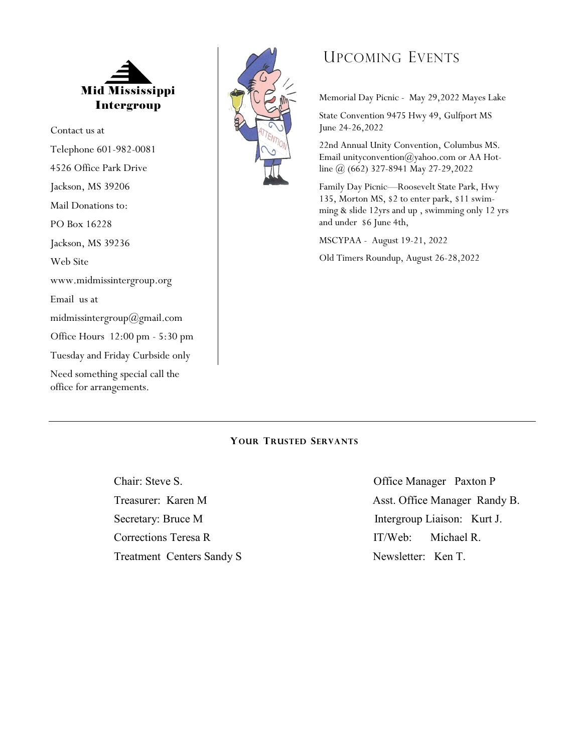**Mid Mississippi Intergroup**

Contact us at

Telephone 601-982-0081

4526 Office Park Drive

Jackson, MS 39206

Mail Donations to:

PO Box 16228

Jackson, MS 39236

Web Site

www.midmissintergroup.org

Email us at

midmissintergroup@gmail.com

Office Hours 12:00 pm - 5:30 pm

Tuesday and Friday Curbside only

Need something special call the office for arrangements.

# Upcoming Events

Memorial Day Picnic - May 29,2022 Mayes Lake

State Convention 9475 Hwy 49, Gulfport MS June 24-26,2022

22nd Annual Unity Convention, Columbus MS. Email unityconvention@yahoo.com or AA Hotline @ (662) 327-8941 May 27-29,2022

Family Day Picnic—Roosevelt State Park, Hwy 135, Morton MS, $2 to enter park, $11 swimming & slide 12yrs and up , swimming only 12 yrs and under $6 June 4th,

MSCYPAA - August 19-21, 2022

Old Timers Roundup, August 26-28,2022

## Your Trusted Servants

Chair: Steve S.

Treasurer: Karen M

Secretary: Bruce M

Corrections Teresa R

Treatment Centers Sandy S

Office Manager Paxton P

Asst. Office Manager Randy B.

Intergroup Liaison: Kurt J.

IT/Web: Michael R.

Newsletter: Ken T.